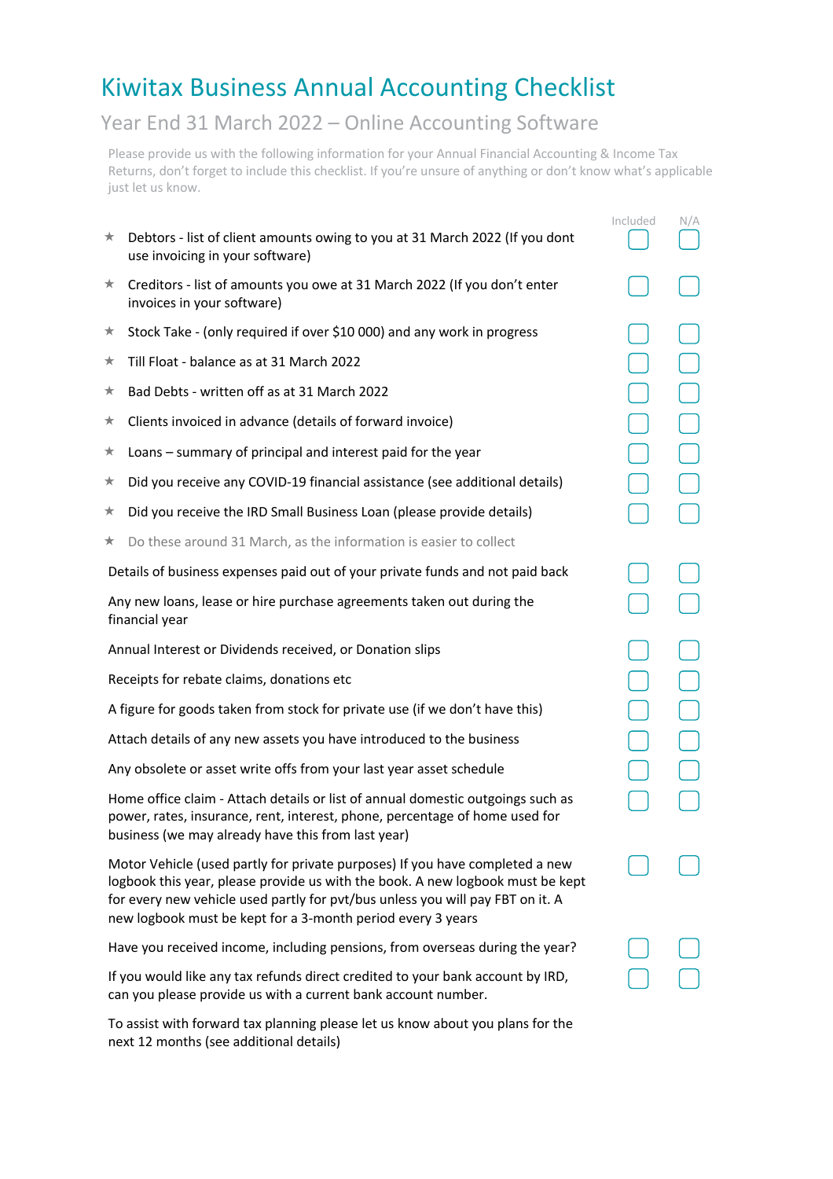# Kiwitax Business Annual Accounting Checklist

## Year End 31 March 2022 – Online Accounting Software

Please provide us with the following information for your Annual Financial Accounting & Income Tax Returns, don't forget to include this checklist. If you're unsure of anything or don't know what's applicable just let us know.

| Item | Included | N/A |
|---|---|---|
| ★ Debtors - list of client amounts owing to you at 31 March 2022 (If you dont use invoicing in your software) | ☐ | ☐ |
| ★ Creditors - list of amounts you owe at 31 March 2022 (If you don't enter invoices in your software) | ☐ | ☐ |
| ★ Stock Take - (only required if over $10 000) and any work in progress | ☐ | ☐ |
| ★ Till Float - balance as at 31 March 2022 | ☐ | ☐ |
| ★ Bad Debts - written off as at 31 March 2022 | ☐ | ☐ |
| ★ Clients invoiced in advance (details of forward invoice) | ☐ | ☐ |
| ★ Loans – summary of principal and interest paid for the year | ☐ | ☐ |
| ★ Did you receive any COVID-19 financial assistance (see additional details) | ☐ | ☐ |
| ★ Did you receive the IRD Small Business Loan (please provide details) | ☐ | ☐ |
| ★ Do these around 31 March, as the information is easier to collect | | |
| Details of business expenses paid out of your private funds and not paid back | ☐ | ☐ |
| Any new loans, lease or hire purchase agreements taken out during the financial year | ☐ | ☐ |
| Annual Interest or Dividends received, or Donation slips | ☐ | ☐ |
| Receipts for rebate claims, donations etc | ☐ | ☐ |
| A figure for goods taken from stock for private use (if we don't have this) | ☐ | ☐ |
| Attach details of any new assets you have introduced to the business | ☐ | ☐ |
| Any obsolete or asset write offs from your last year asset schedule | ☐ | ☐ |
| Home office claim - Attach details or list of annual domestic outgoings such as power, rates, insurance, rent, interest, phone, percentage of home used for business (we may already have this from last year) | ☐ | ☐ |
| Motor Vehicle (used partly for private purposes) If you have completed a new logbook this year, please provide us with the book. A new logbook must be kept for every new vehicle used partly for pvt/bus unless you will pay FBT on it. A new logbook must be kept for a 3-month period every 3 years | ☐ | ☐ |
| Have you received income, including pensions, from overseas during the year? | ☐ | ☐ |
| If you would like any tax refunds direct credited to your bank account by IRD, can you please provide us with a current bank account number. | ☐ | ☐ |

To assist with forward tax planning please let us know about you plans for the next 12 months (see additional details)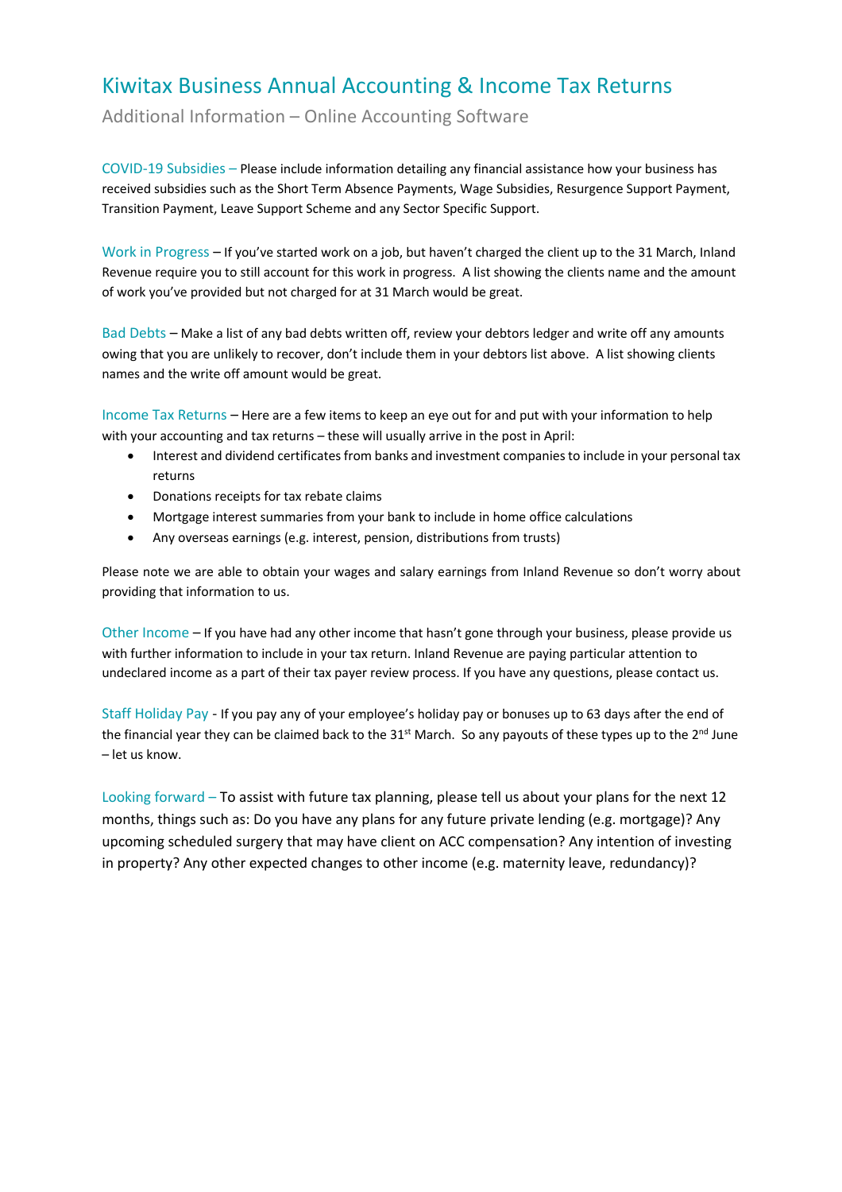# Kiwitax Business Annual Accounting & Income Tax Returns

## Additional Information – Online Accounting Software

COVID-19 Subsidies – Please include information detailing any financial assistance how your business has received subsidies such as the Short Term Absence Payments, Wage Subsidies, Resurgence Support Payment, Transition Payment, Leave Support Scheme and any Sector Specific Support.

Work in Progress – If you've started work on a job, but haven't charged the client up to the 31 March, Inland Revenue require you to still account for this work in progress. A list showing the clients name and the amount of work you've provided but not charged for at 31 March would be great.

Bad Debts – Make a list of any bad debts written off, review your debtors ledger and write off any amounts owing that you are unlikely to recover, don't include them in your debtors list above. A list showing clients names and the write off amount would be great.

Income Tax Returns – Here are a few items to keep an eye out for and put with your information to help with your accounting and tax returns – these will usually arrive in the post in April:

- Interest and dividend certificates from banks and investment companies to include in your personal tax returns
- Donations receipts for tax rebate claims
- Mortgage interest summaries from your bank to include in home office calculations
- Any overseas earnings (e.g. interest, pension, distributions from trusts)

Please note we are able to obtain your wages and salary earnings from Inland Revenue so don't worry about providing that information to us.

Other Income – If you have had any other income that hasn't gone through your business, please provide us with further information to include in your tax return. Inland Revenue are paying particular attention to undeclared income as a part of their tax payer review process. If you have any questions, please contact us.

Staff Holiday Pay - If you pay any of your employee's holiday pay or bonuses up to 63 days after the end of the financial year they can be claimed back to the 31st March. So any payouts of these types up to the 2nd June – let us know.

Looking forward – To assist with future tax planning, please tell us about your plans for the next 12 months, things such as: Do you have any plans for any future private lending (e.g. mortgage)? Any upcoming scheduled surgery that may have client on ACC compensation? Any intention of investing in property? Any other expected changes to other income (e.g. maternity leave, redundancy)?